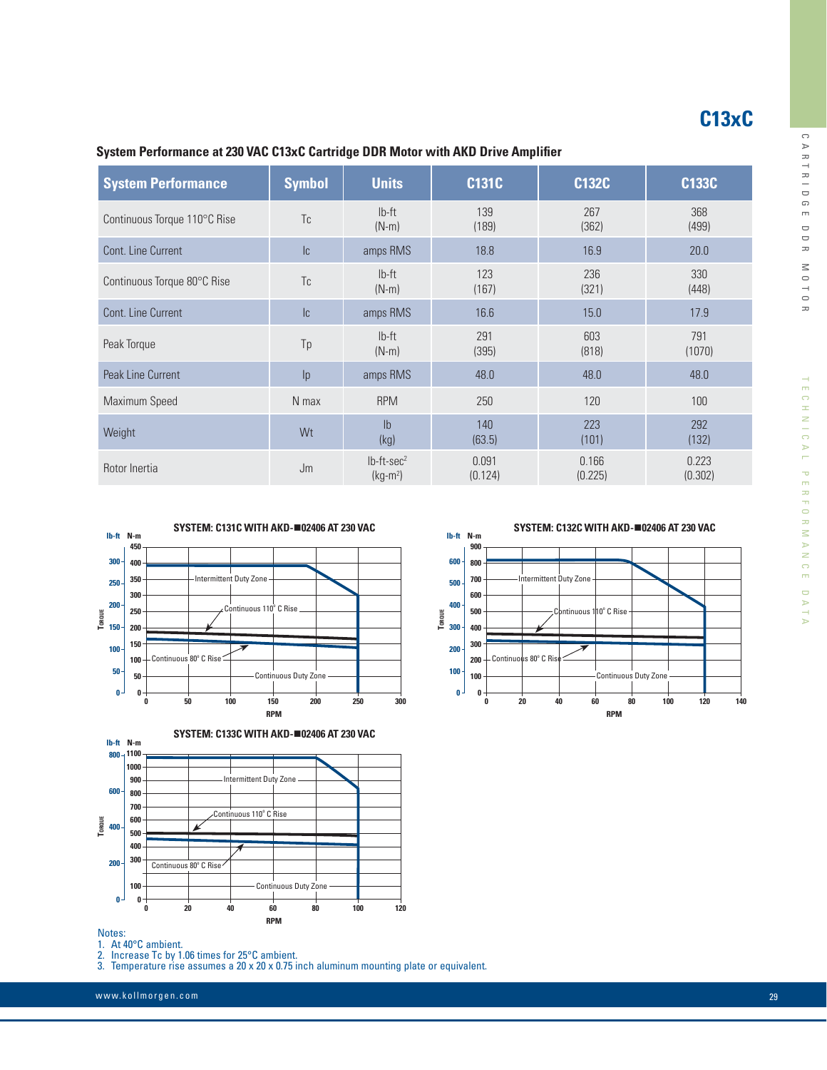# C13xC

## System Performance at 230 VAC C13xC Cartridge DDR Motor with AKD Drive Amplifier

| System Performance | Symbol | Units | C131C | C132C | C133C |
|---|---|---|---|---|---|
| Continuous Torque 110°C Rise | Tc | lb-ft (N-m) | 139 (189) | 267 (362) | 368 (499) |
| Cont. Line Current | Ic | amps RMS | 18.8 | 16.9 | 20.0 |
| Continuous Torque 80°C Rise | Tc | lb-ft (N-m) | 123 (167) | 236 (321) | 330 (448) |
| Cont. Line Current | Ic | amps RMS | 16.6 | 15.0 | 17.9 |
| Peak Torque | Tp | lb-ft (N-m) | 291 (395) | 603 (818) | 791 (1070) |
| Peak Line Current | Ip | amps RMS | 48.0 | 48.0 | 48.0 |
| Maximum Speed | N max | RPM | 250 | 120 | 100 |
| Weight | Wt | lb (kg) | 140 (63.5) | 223 (101) | 292 (132) |
| Rotor Inertia | Jm | lb-ft-sec$^2$ (kg-m$^2$) | 0.091 (0.124) | 0.166 (0.225) | 0.223 (0.302) |

**SYSTEM: C131C WITH AKD-■02406 AT 230 VAC**

**SYSTEM: C132C WITH AKD-■02406 AT 230 VAC**

**SYSTEM: C133C WITH AKD-■02406 AT 230 VAC**

Notes:
1. At 40°C ambient.
2. Increase Tc by 1.06 times for 25°C ambient.
3. Temperature rise assumes a 20 x 20 x 0.75 inch aluminum mounting plate or equivalent.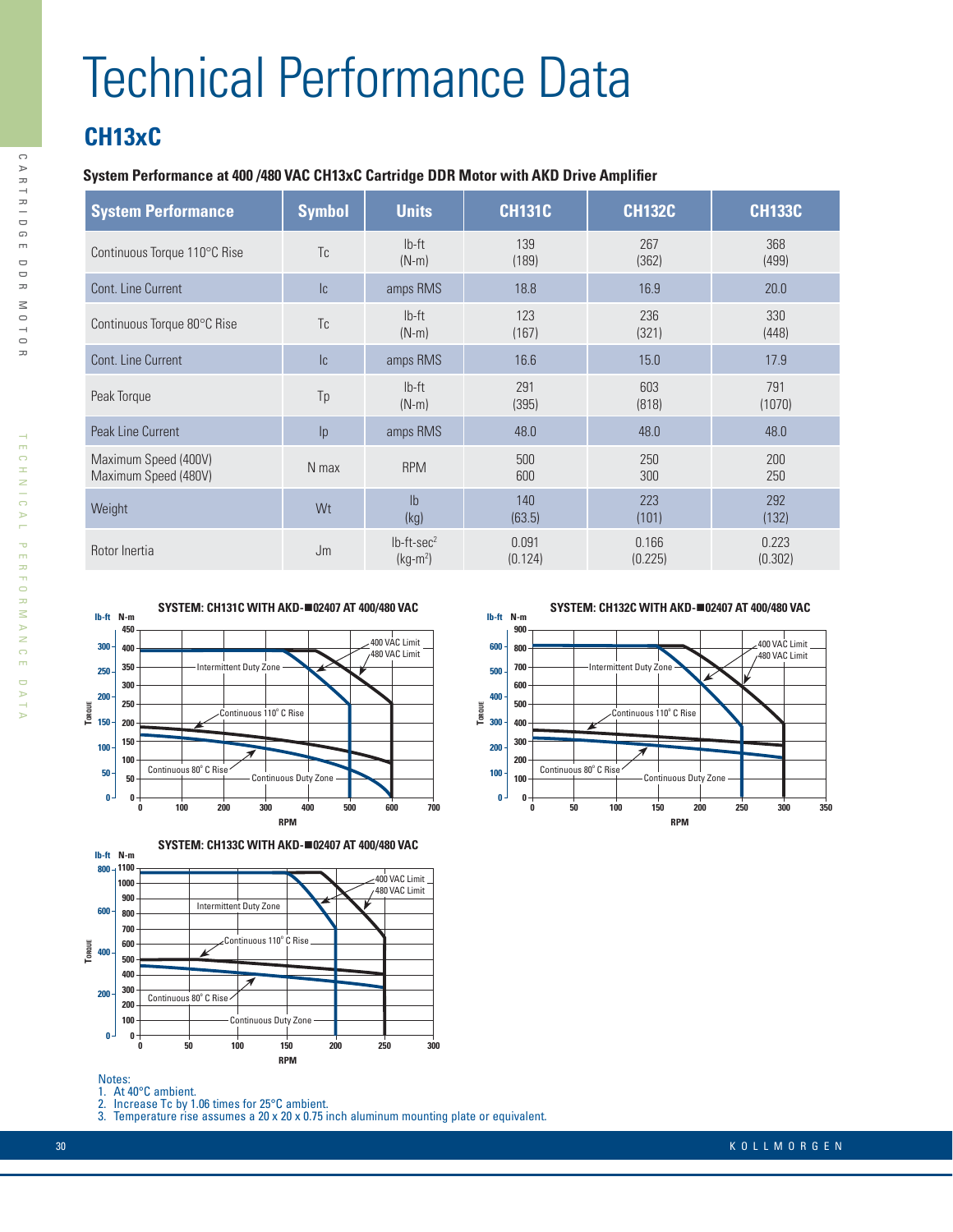# Technical Performance Data

## CH13xC

**System Performance at 400 /480 VAC CH13xC Cartridge DDR Motor with AKD Drive Amplifier**

| System Performance | Symbol | Units | CH131C | CH132C | CH133C |
|---|---|---|---|---|---|
| Continuous Torque 110°C Rise | Tc | lb-ft (N-m) | 139 (189) | 267 (362) | 368 (499) |
| Cont. Line Current | Ic | amps RMS | 18.8 | 16.9 | 20.0 |
| Continuous Torque 80°C Rise | Tc | lb-ft (N-m) | 123 (167) | 236 (321) | 330 (448) |
| Cont. Line Current | Ic | amps RMS | 16.6 | 15.0 | 17.9 |
| Peak Torque | Tp | lb-ft (N-m) | 291 (395) | 603 (818) | 791 (1070) |
| Peak Line Current | Ip | amps RMS | 48.0 | 48.0 | 48.0 |
| Maximum Speed (400V) Maximum Speed (480V) | N max | RPM | 500 600 | 250 300 | 200 250 |
| Weight | Wt | lb (kg) | 140 (63.5) | 223 (101) | 292 (132) |
| Rotor Inertia | Jm | lb-ft-sec² (kg-m²) | 0.091 (0.124) | 0.166 (0.225) | 0.223 (0.302) |

**SYSTEM: CH131C WITH AKD-■02407 AT 400/480 VAC**

**SYSTEM: CH132C WITH AKD-■02407 AT 400/480 VAC**

**SYSTEM: CH133C WITH AKD-■02407 AT 400/480 VAC**

Notes:
1. At 40°C ambient.
2. Increase Tc by 1.06 times for 25°C ambient.
3. Temperature rise assumes a 20 x 20 x 0.75 inch aluminum mounting plate or equivalent.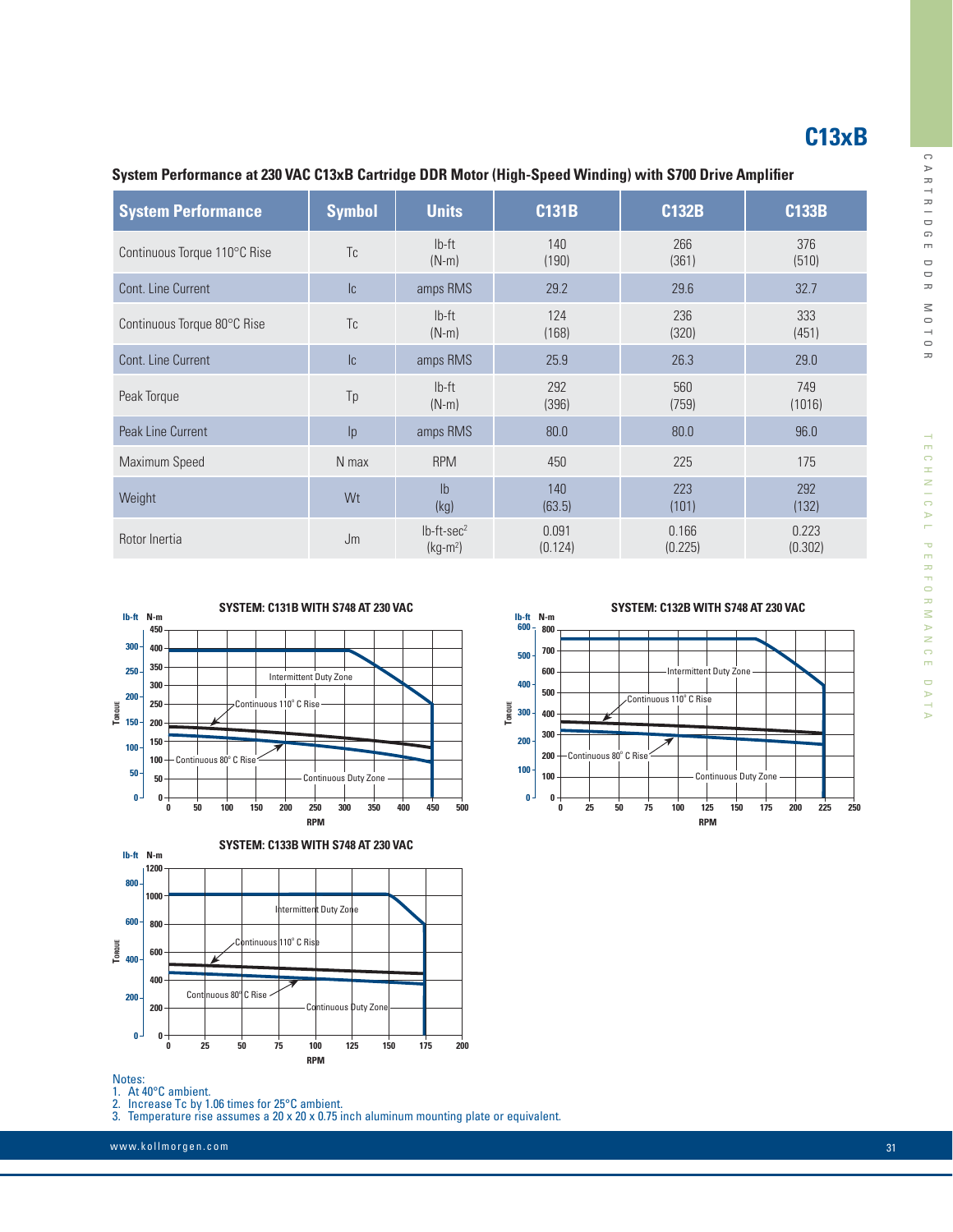# C13xB

## System Performance at 230 VAC C13xB Cartridge DDR Motor (High-Speed Winding) with S700 Drive Amplifier

| System Performance | Symbol | Units | C131B | C132B | C133B |
|---|---|---|---|---|---|
| Continuous Torque 110°C Rise | Tc | lb-ft (N-m) | 140 (190) | 266 (361) | 376 (510) |
| Cont. Line Current | Ic | amps RMS | 29.2 | 29.6 | 32.7 |
| Continuous Torque 80°C Rise | Tc | lb-ft (N-m) | 124 (168) | 236 (320) | 333 (451) |
| Cont. Line Current | Ic | amps RMS | 25.9 | 26.3 | 29.0 |
| Peak Torque | Tp | lb-ft (N-m) | 292 (396) | 560 (759) | 749 (1016) |
| Peak Line Current | Ip | amps RMS | 80.0 | 80.0 | 96.0 |
| Maximum Speed | N max | RPM | 450 | 225 | 175 |
| Weight | Wt | lb (kg) | 140 (63.5) | 223 (101) | 292 (132) |
| Rotor Inertia | Jm | lb-ft-sec² (kg-m²) | 0.091 (0.124) | 0.166 (0.225) | 0.223 (0.302) |

SYSTEM: C131B WITH S748 AT 230 VAC

SYSTEM: C132B WITH S748 AT 230 VAC

SYSTEM: C133B WITH S748 AT 230 VAC

Notes:
1. At 40°C ambient.
2. Increase Tc by 1.06 times for 25°C ambient.
3. Temperature rise assumes a 20 x 20 x 0.75 inch aluminum mounting plate or equivalent.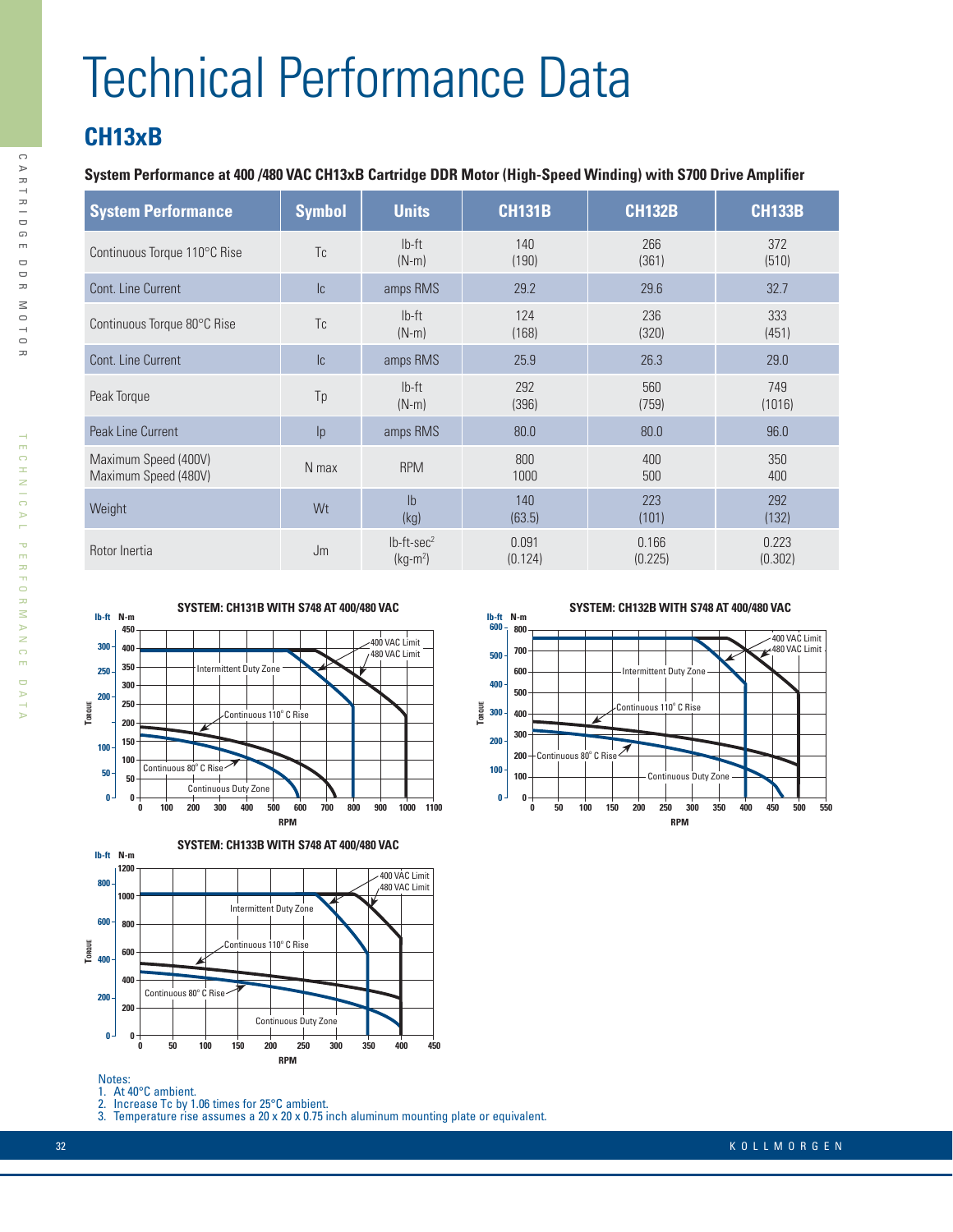# Technical Performance Data

## CH13xB

**System Performance at 400 /480 VAC CH13xB Cartridge DDR Motor (High-Speed Winding) with S700 Drive Amplifier**

| System Performance | Symbol | Units | CH131B | CH132B | CH133B |
|---|---|---|---|---|---|
| Continuous Torque 110°C Rise | Tc | lb-ft (N-m) | 140 (190) | 266 (361) | 372 (510) |
| Cont. Line Current | Ic | amps RMS | 29.2 | 29.6 | 32.7 |
| Continuous Torque 80°C Rise | Tc | lb-ft (N-m) | 124 (168) | 236 (320) | 333 (451) |
| Cont. Line Current | Ic | amps RMS | 25.9 | 26.3 | 29.0 |
| Peak Torque | Tp | lb-ft (N-m) | 292 (396) | 560 (759) | 749 (1016) |
| Peak Line Current | Ip | amps RMS | 80.0 | 80.0 | 96.0 |
| Maximum Speed (400V) Maximum Speed (480V) | N max | RPM | 800 1000 | 400 500 | 350 400 |
| Weight | Wt | lb (kg) | 140 (63.5) | 223 (101) | 292 (132) |
| Rotor Inertia | Jm | lb-ft-sec$^2$ (kg-m$^2$) | 0.091 (0.124) | 0.166 (0.225) | 0.223 (0.302) |

SYSTEM: CH131B WITH S748 AT 400/480 VAC

lb-ft N-m
Torque
RPM
400 VAC Limit
480 VAC Limit
Intermittent Duty Zone
Continuous 110° C Rise
Continuous 80° C Rise
Continuous Duty Zone

SYSTEM: CH132B WITH S748 AT 400/480 VAC

lb-ft N-m
Torque
RPM
400 VAC Limit
480 VAC Limit
Intermittent Duty Zone
Continuous 110° C Rise
Continuous 80° C Rise
Continuous Duty Zone

SYSTEM: CH133B WITH S748 AT 400/480 VAC

lb-ft N-m
Torque
RPM
400 VAC Limit
480 VAC Limit
Intermittent Duty Zone
Continuous 110° C Rise
Continuous 80° C Rise
Continuous Duty Zone

Notes:
1. At 40°C ambient.
2. Increase Tc by 1.06 times for 25°C ambient.
3. Temperature rise assumes a 20 x 20 x 0.75 inch aluminum mounting plate or equivalent.